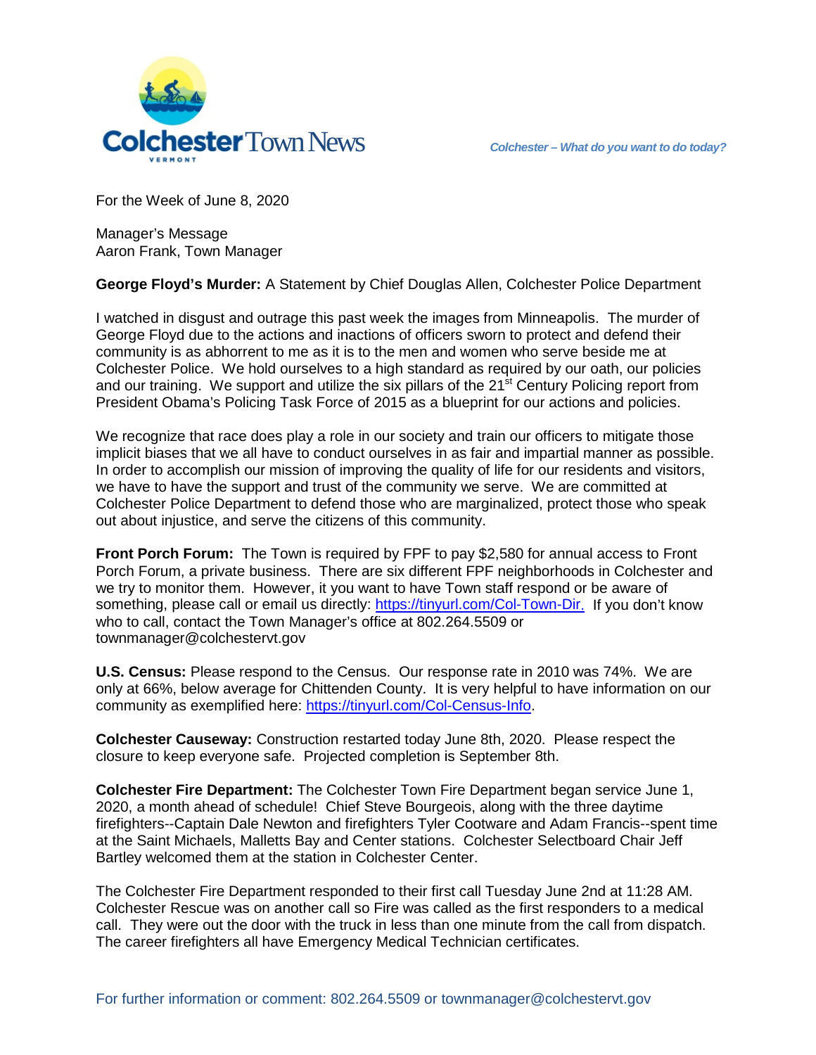# Colchester Town News

*Colchester – What do you want to do today?*

For the Week of June 8, 2020

Manager's Message
Aaron Frank, Town Manager

**George Floyd's Murder:** A Statement by Chief Douglas Allen, Colchester Police Department

I watched in disgust and outrage this past week the images from Minneapolis. The murder of George Floyd due to the actions and inactions of officers sworn to protect and defend their community is as abhorrent to me as it is to the men and women who serve beside me at Colchester Police. We hold ourselves to a high standard as required by our oath, our policies and our training. We support and utilize the six pillars of the 21st Century Policing report from President Obama's Policing Task Force of 2015 as a blueprint for our actions and policies.

We recognize that race does play a role in our society and train our officers to mitigate those implicit biases that we all have to conduct ourselves in as fair and impartial manner as possible. In order to accomplish our mission of improving the quality of life for our residents and visitors, we have to have the support and trust of the community we serve. We are committed at Colchester Police Department to defend those who are marginalized, protect those who speak out about injustice, and serve the citizens of this community.

**Front Porch Forum:** The Town is required by FPF to pay $2,580 for annual access to Front Porch Forum, a private business. There are six different FPF neighborhoods in Colchester and we try to monitor them. However, it you want to have Town staff respond or be aware of something, please call or email us directly: [https://tinyurl.com/Col-Town-Dir.](https://tinyurl.com/Col-Town-Dir) If you don't know who to call, contact the Town Manager's office at 802.264.5509 or townmanager@colchestervt.gov

**U.S. Census:** Please respond to the Census. Our response rate in 2010 was 74%. We are only at 66%, below average for Chittenden County. It is very helpful to have information on our community as exemplified here: [https://tinyurl.com/Col-Census-Info](https://tinyurl.com/Col-Census-Info).

**Colchester Causeway:** Construction restarted today June 8th, 2020. Please respect the closure to keep everyone safe. Projected completion is September 8th.

**Colchester Fire Department:** The Colchester Town Fire Department began service June 1, 2020, a month ahead of schedule! Chief Steve Bourgeois, along with the three daytime firefighters--Captain Dale Newton and firefighters Tyler Cootware and Adam Francis--spent time at the Saint Michaels, Malletts Bay and Center stations. Colchester Selectboard Chair Jeff Bartley welcomed them at the station in Colchester Center.

The Colchester Fire Department responded to their first call Tuesday June 2nd at 11:28 AM. Colchester Rescue was on another call so Fire was called as the first responders to a medical call. They were out the door with the truck in less than one minute from the call from dispatch. The career firefighters all have Emergency Medical Technician certificates.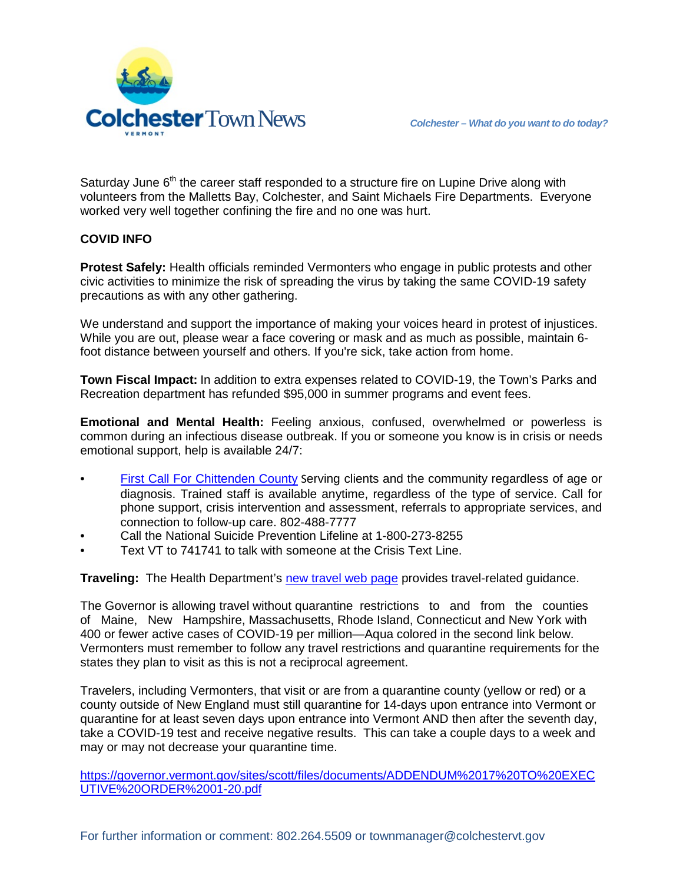Saturday June 6th the career staff responded to a structure fire on Lupine Drive along with volunteers from the Malletts Bay, Colchester, and Saint Michaels Fire Departments. Everyone worked very well together confining the fire and no one was hurt.

**COVID INFO**

**Protest Safely:** Health officials reminded Vermonters who engage in public protests and other civic activities to minimize the risk of spreading the virus by taking the same COVID-19 safety precautions as with any other gathering.

We understand and support the importance of making your voices heard in protest of injustices. While you are out, please wear a face covering or mask and as much as possible, maintain 6-foot distance between yourself and others. If you're sick, take action from home.

**Town Fiscal Impact:** In addition to extra expenses related to COVID-19, the Town's Parks and Recreation department has refunded $95,000 in summer programs and event fees.

**Emotional and Mental Health:** Feeling anxious, confused, overwhelmed or powerless is common during an infectious disease outbreak. If you or someone you know is in crisis or needs emotional support, help is available 24/7:

- First Call For Chittenden County Serving clients and the community regardless of age or diagnosis. Trained staff is available anytime, regardless of the type of service. Call for phone support, crisis intervention and assessment, referrals to appropriate services, and connection to follow-up care. 802-488-7777
- Call the National Suicide Prevention Lifeline at 1-800-273-8255
- Text VT to 741741 to talk with someone at the Crisis Text Line.

**Traveling:** The Health Department's new travel web page provides travel-related guidance.

The Governor is allowing travel without quarantine restrictions to and from the counties of Maine, New Hampshire, Massachusetts, Rhode Island, Connecticut and New York with 400 or fewer active cases of COVID-19 per million—Aqua colored in the second link below. Vermonters must remember to follow any travel restrictions and quarantine requirements for the states they plan to visit as this is not a reciprocal agreement.

Travelers, including Vermonters, that visit or are from a quarantine county (yellow or red) or a county outside of New England must still quarantine for 14-days upon entrance into Vermont or quarantine for at least seven days upon entrance into Vermont AND then after the seventh day, take a COVID-19 test and receive negative results. This can take a couple days to a week and may or may not decrease your quarantine time.

https://governor.vermont.gov/sites/scott/files/documents/ADDENDUM%2017%20TO%20EXECUTIVE%20ORDER%2001-20.pdf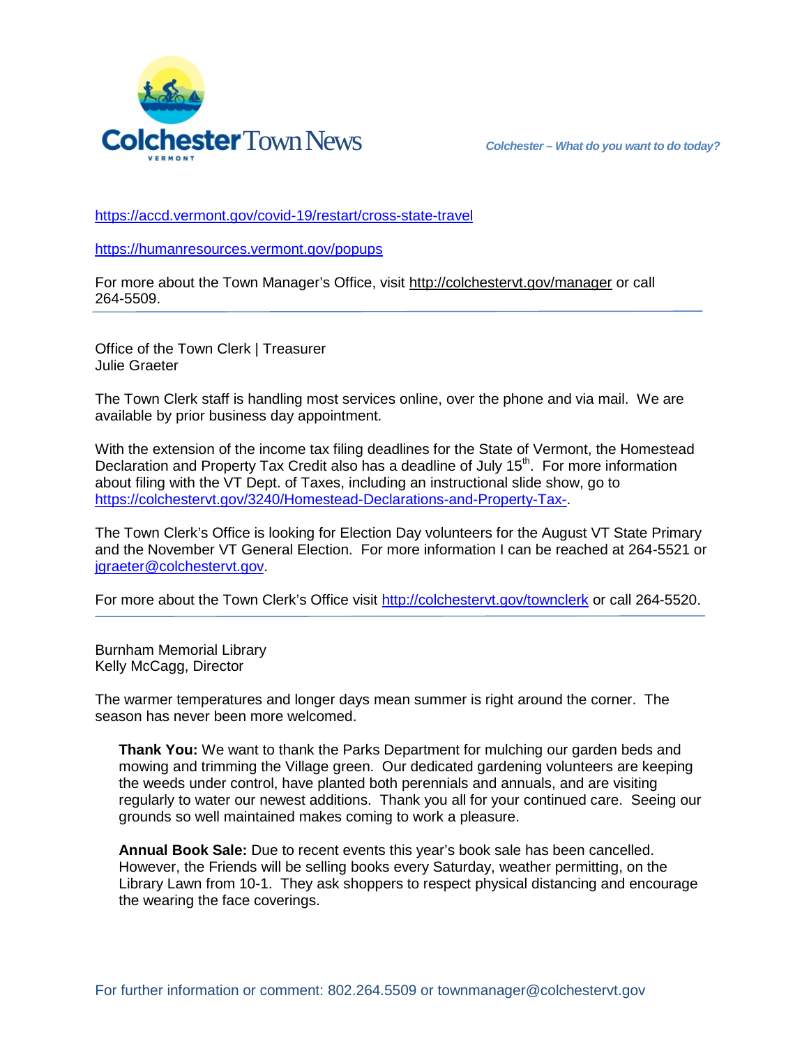https://accd.vermont.gov/covid-19/restart/cross-state-travel

https://humanresources.vermont.gov/popups

For more about the Town Manager's Office, visit http://colchestervt.gov/manager or call 264-5509.

---

Office of the Town Clerk | Treasurer
Julie Graeter

The Town Clerk staff is handling most services online, over the phone and via mail. We are available by prior business day appointment.

With the extension of the income tax filing deadlines for the State of Vermont, the Homestead Declaration and Property Tax Credit also has a deadline of July 15th. For more information about filing with the VT Dept. of Taxes, including an instructional slide show, go to https://colchestervt.gov/3240/Homestead-Declarations-and-Property-Tax-.

The Town Clerk's Office is looking for Election Day volunteers for the August VT State Primary and the November VT General Election. For more information I can be reached at 264-5521 or jgraeter@colchestervt.gov.

For more about the Town Clerk's Office visit http://colchestervt.gov/townclerk or call 264-5520.

---

Burnham Memorial Library
Kelly McCagg, Director

The warmer temperatures and longer days mean summer is right around the corner. The season has never been more welcomed.

> **Thank You:** We want to thank the Parks Department for mulching our garden beds and mowing and trimming the Village green. Our dedicated gardening volunteers are keeping the weeds under control, have planted both perennials and annuals, and are visiting regularly to water our newest additions. Thank you all for your continued care. Seeing our grounds so well maintained makes coming to work a pleasure.
>
> **Annual Book Sale:** Due to recent events this year's book sale has been cancelled. However, the Friends will be selling books every Saturday, weather permitting, on the Library Lawn from 10-1. They ask shoppers to respect physical distancing and encourage the wearing the face coverings.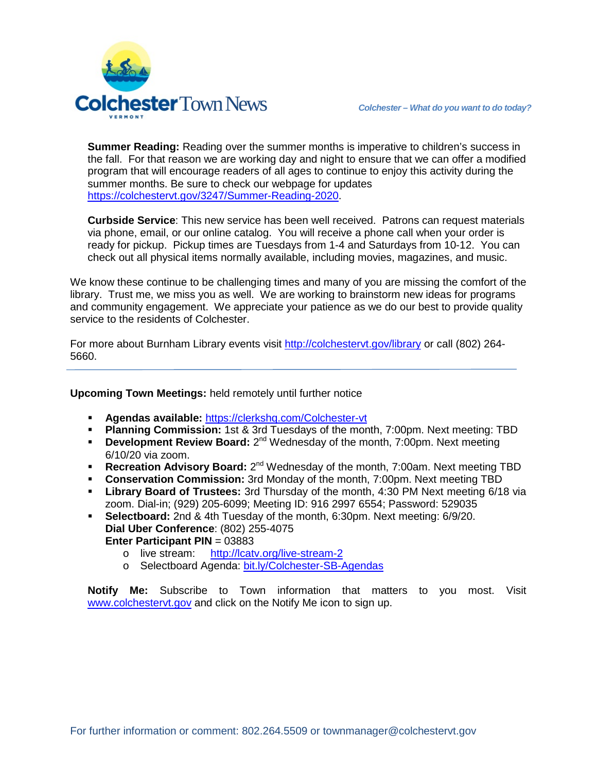**Summer Reading:** Reading over the summer months is imperative to children's success in the fall. For that reason we are working day and night to ensure that we can offer a modified program that will encourage readers of all ages to continue to enjoy this activity during the summer months. Be sure to check our webpage for updates https://colchestervt.gov/3247/Summer-Reading-2020.

**Curbside Service**: This new service has been well received. Patrons can request materials via phone, email, or our online catalog. You will receive a phone call when your order is ready for pickup. Pickup times are Tuesdays from 1-4 and Saturdays from 10-12. You can check out all physical items normally available, including movies, magazines, and music.

We know these continue to be challenging times and many of you are missing the comfort of the library. Trust me, we miss you as well. We are working to brainstorm new ideas for programs and community engagement. We appreciate your patience as we do our best to provide quality service to the residents of Colchester.

For more about Burnham Library events visit http://colchestervt.gov/library or call (802) 264-5660.

---

**Upcoming Town Meetings:** held remotely until further notice

- **Agendas available:** https://clerkshq.com/Colchester-vt
- **Planning Commission:** 1st & 3rd Tuesdays of the month, 7:00pm. Next meeting: TBD
- **Development Review Board:** 2nd Wednesday of the month, 7:00pm. Next meeting 6/10/20 via zoom.
- **Recreation Advisory Board:** 2nd Wednesday of the month, 7:00am. Next meeting TBD
- **Conservation Commission:** 3rd Monday of the month, 7:00pm. Next meeting TBD
- **Library Board of Trustees:** 3rd Thursday of the month, 4:30 PM Next meeting 6/18 via zoom. Dial-in; (929) 205-6099; Meeting ID: 916 2997 6554; Password: 529035
- **Selectboard:** 2nd & 4th Tuesday of the month, 6:30pm. Next meeting: 6/9/20.
  **Dial Uber Conference**: (802) 255-4075
  **Enter Participant PIN** = 03883
  - live stream: http://lcatv.org/live-stream-2
  - Selectboard Agenda: bit.ly/Colchester-SB-Agendas

**Notify Me:** Subscribe to Town information that matters to you most. Visit www.colchestervt.gov and click on the Notify Me icon to sign up.